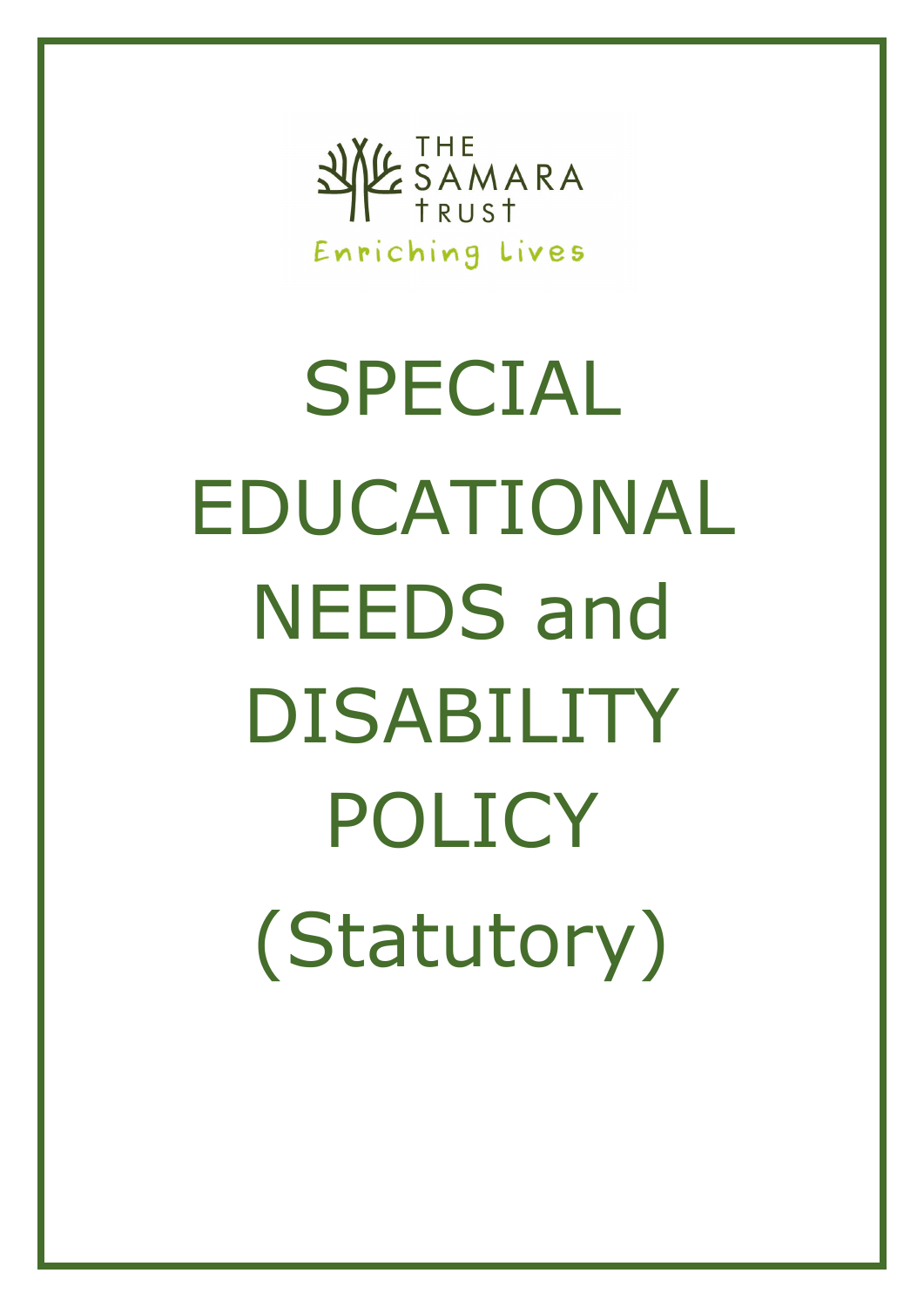THE SAMARA TRUST

Enriching Lives

# SPECIAL EDUCATIONAL NEEDS and DISABILITY POLICY

# (Statutory)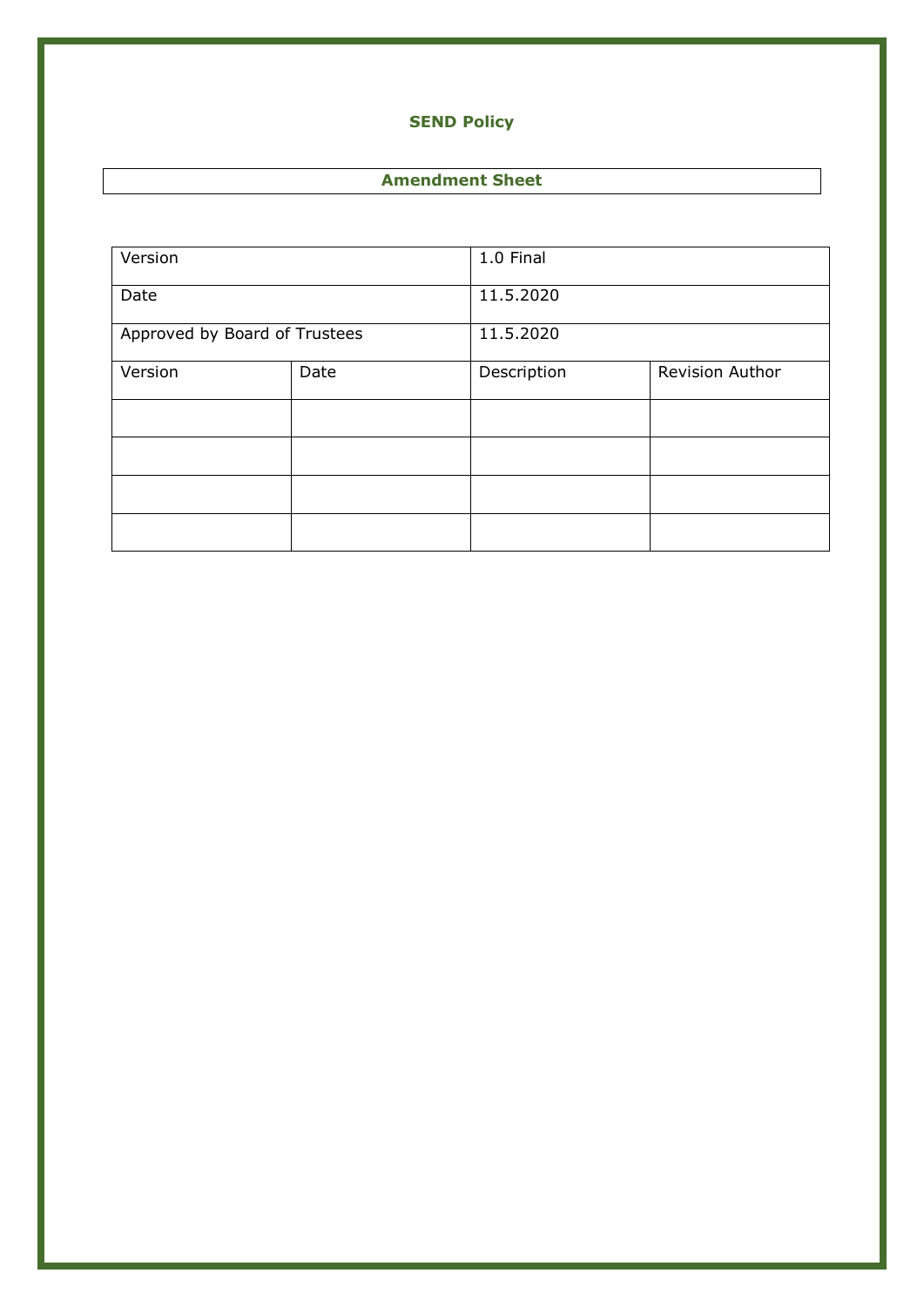**SEND Policy**

**Amendment Sheet**

| Version | | 1.0 Final | |
|---|---|---|---|
| Date | | 11.5.2020 | |
| Approved by Board of Trustees | | 11.5.2020 | |
| Version | Date | Description | Revision Author |
| | | | |
| | | | |
| | | | |
| | | | |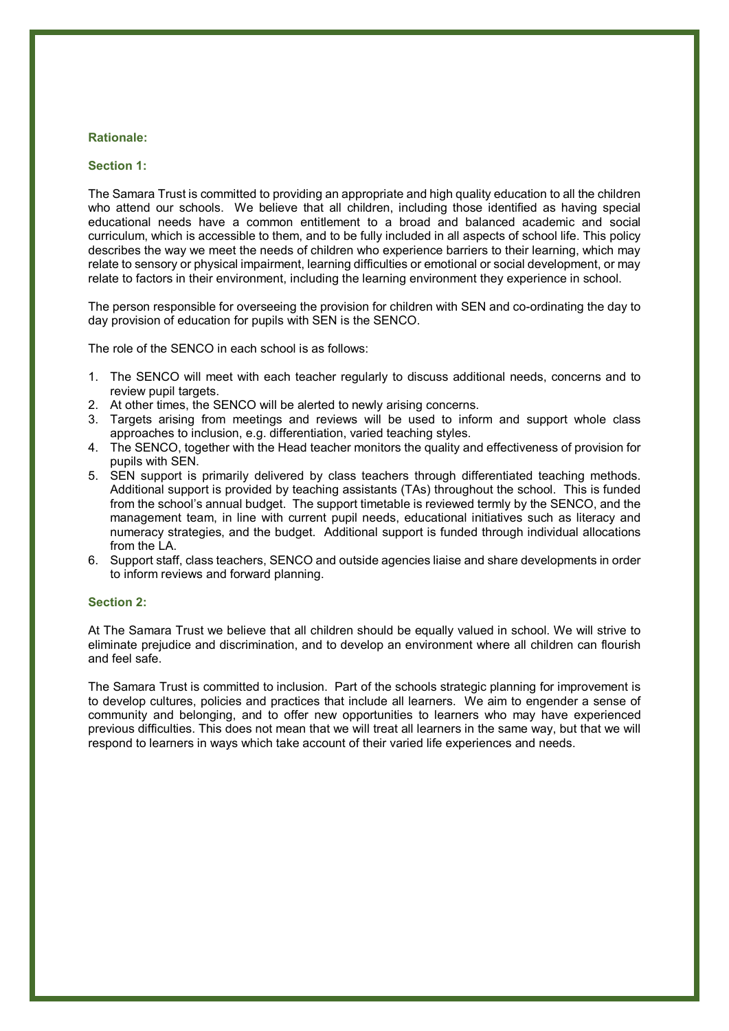### Rationale:

### Section 1:

The Samara Trust is committed to providing an appropriate and high quality education to all the children who attend our schools. We believe that all children, including those identified as having special educational needs have a common entitlement to a broad and balanced academic and social curriculum, which is accessible to them, and to be fully included in all aspects of school life. This policy describes the way we meet the needs of children who experience barriers to their learning, which may relate to sensory or physical impairment, learning difficulties or emotional or social development, or may relate to factors in their environment, including the learning environment they experience in school.

The person responsible for overseeing the provision for children with SEN and co-ordinating the day to day provision of education for pupils with SEN is the SENCO.

The role of the SENCO in each school is as follows:

1. The SENCO will meet with each teacher regularly to discuss additional needs, concerns and to review pupil targets.
2. At other times, the SENCO will be alerted to newly arising concerns.
3. Targets arising from meetings and reviews will be used to inform and support whole class approaches to inclusion, e.g. differentiation, varied teaching styles.
4. The SENCO, together with the Head teacher monitors the quality and effectiveness of provision for pupils with SEN.
5. SEN support is primarily delivered by class teachers through differentiated teaching methods. Additional support is provided by teaching assistants (TAs) throughout the school. This is funded from the school's annual budget. The support timetable is reviewed termly by the SENCO, and the management team, in line with current pupil needs, educational initiatives such as literacy and numeracy strategies, and the budget. Additional support is funded through individual allocations from the LA.
6. Support staff, class teachers, SENCO and outside agencies liaise and share developments in order to inform reviews and forward planning.

### Section 2:

At The Samara Trust we believe that all children should be equally valued in school. We will strive to eliminate prejudice and discrimination, and to develop an environment where all children can flourish and feel safe.

The Samara Trust is committed to inclusion. Part of the schools strategic planning for improvement is to develop cultures, policies and practices that include all learners. We aim to engender a sense of community and belonging, and to offer new opportunities to learners who may have experienced previous difficulties. This does not mean that we will treat all learners in the same way, but that we will respond to learners in ways which take account of their varied life experiences and needs.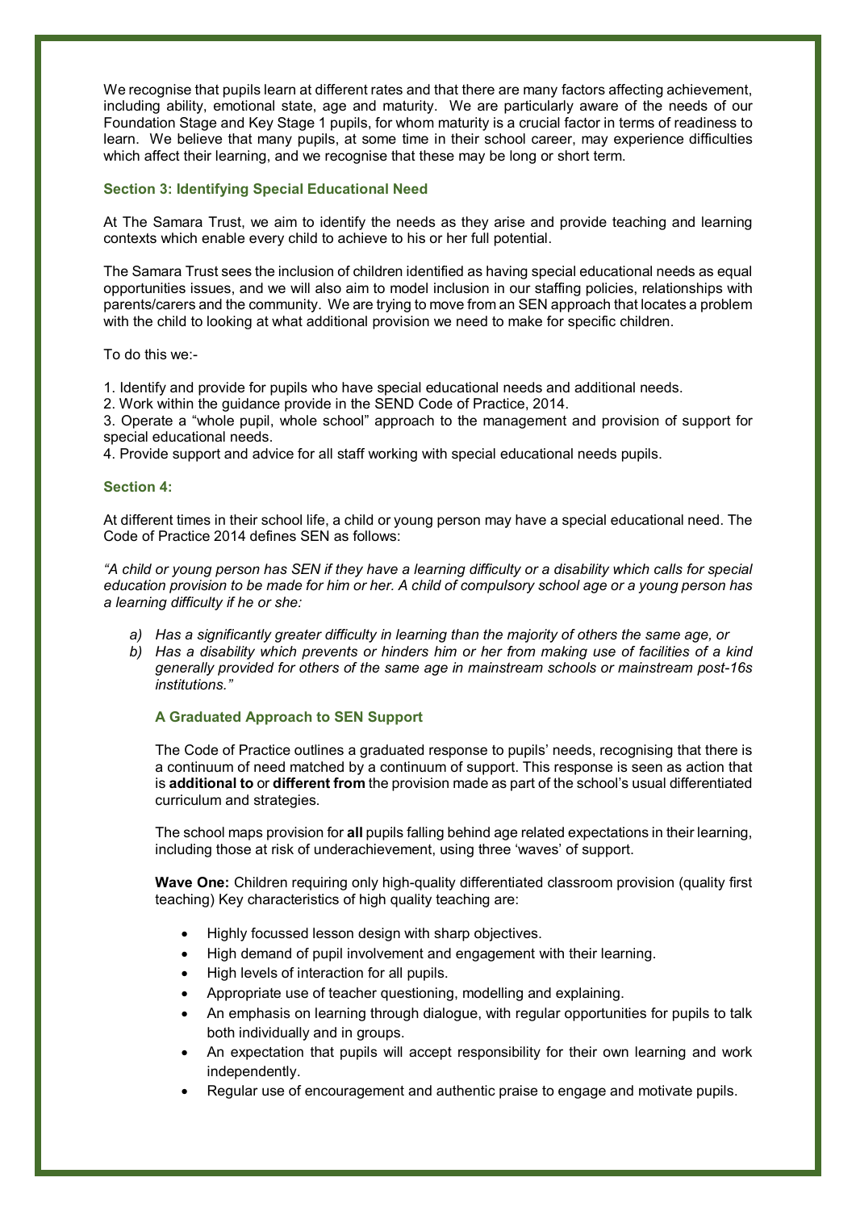We recognise that pupils learn at different rates and that there are many factors affecting achievement, including ability, emotional state, age and maturity. We are particularly aware of the needs of our Foundation Stage and Key Stage 1 pupils, for whom maturity is a crucial factor in terms of readiness to learn. We believe that many pupils, at some time in their school career, may experience difficulties which affect their learning, and we recognise that these may be long or short term.

### Section 3: Identifying Special Educational Need

At The Samara Trust, we aim to identify the needs as they arise and provide teaching and learning contexts which enable every child to achieve to his or her full potential.

The Samara Trust sees the inclusion of children identified as having special educational needs as equal opportunities issues, and we will also aim to model inclusion in our staffing policies, relationships with parents/carers and the community. We are trying to move from an SEN approach that locates a problem with the child to looking at what additional provision we need to make for specific children.

To do this we:-

1. Identify and provide for pupils who have special educational needs and additional needs.
2. Work within the guidance provide in the SEND Code of Practice, 2014.
3. Operate a "whole pupil, whole school" approach to the management and provision of support for special educational needs.
4. Provide support and advice for all staff working with special educational needs pupils.

### Section 4:

At different times in their school life, a child or young person may have a special educational need. The Code of Practice 2014 defines SEN as follows:

*"A child or young person has SEN if they have a learning difficulty or a disability which calls for special education provision to be made for him or her. A child of compulsory school age or a young person has a learning difficulty if he or she:*

*a) Has a significantly greater difficulty in learning than the majority of others the same age, or*
*b) Has a disability which prevents or hinders him or her from making use of facilities of a kind generally provided for others of the same age in mainstream schools or mainstream post-16s institutions."*

#### A Graduated Approach to SEN Support

The Code of Practice outlines a graduated response to pupils' needs, recognising that there is a continuum of need matched by a continuum of support. This response is seen as action that is **additional to** or **different from** the provision made as part of the school's usual differentiated curriculum and strategies.

The school maps provision for **all** pupils falling behind age related expectations in their learning, including those at risk of underachievement, using three 'waves' of support.

**Wave One:** Children requiring only high-quality differentiated classroom provision (quality first teaching) Key characteristics of high quality teaching are:

- Highly focussed lesson design with sharp objectives.
- High demand of pupil involvement and engagement with their learning.
- High levels of interaction for all pupils.
- Appropriate use of teacher questioning, modelling and explaining.
- An emphasis on learning through dialogue, with regular opportunities for pupils to talk both individually and in groups.
- An expectation that pupils will accept responsibility for their own learning and work independently.
- Regular use of encouragement and authentic praise to engage and motivate pupils.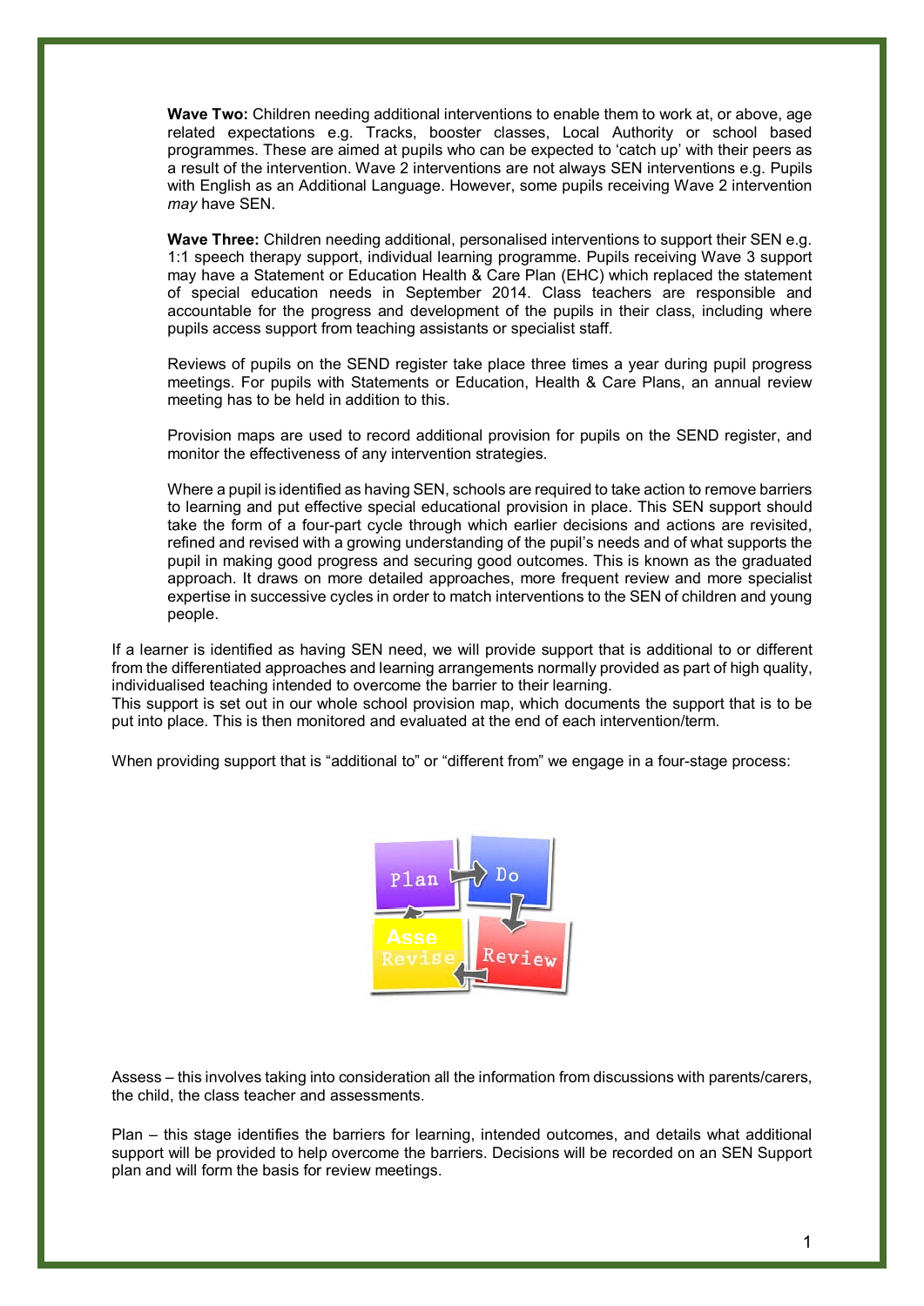**Wave Two:** Children needing additional interventions to enable them to work at, or above, age related expectations e.g. Tracks, booster classes, Local Authority or school based programmes. These are aimed at pupils who can be expected to 'catch up' with their peers as a result of the intervention. Wave 2 interventions are not always SEN interventions e.g. Pupils with English as an Additional Language. However, some pupils receiving Wave 2 intervention *may* have SEN.

**Wave Three:** Children needing additional, personalised interventions to support their SEN e.g. 1:1 speech therapy support, individual learning programme. Pupils receiving Wave 3 support may have a Statement or Education Health & Care Plan (EHC) which replaced the statement of special education needs in September 2014. Class teachers are responsible and accountable for the progress and development of the pupils in their class, including where pupils access support from teaching assistants or specialist staff.

Reviews of pupils on the SEND register take place three times a year during pupil progress meetings. For pupils with Statements or Education, Health & Care Plans, an annual review meeting has to be held in addition to this.

Provision maps are used to record additional provision for pupils on the SEND register, and monitor the effectiveness of any intervention strategies.

Where a pupil is identified as having SEN, schools are required to take action to remove barriers to learning and put effective special educational provision in place. This SEN support should take the form of a four-part cycle through which earlier decisions and actions are revisited, refined and revised with a growing understanding of the pupil's needs and of what supports the pupil in making good progress and securing good outcomes. This is known as the graduated approach. It draws on more detailed approaches, more frequent review and more specialist expertise in successive cycles in order to match interventions to the SEN of children and young people.

If a learner is identified as having SEN need, we will provide support that is additional to or different from the differentiated approaches and learning arrangements normally provided as part of high quality, individualised teaching intended to overcome the barrier to their learning.
This support is set out in our whole school provision map, which documents the support that is to be put into place. This is then monitored and evaluated at the end of each intervention/term.

When providing support that is "additional to" or "different from" we engage in a four-stage process:

Plan → Do → Review → Assess/Revise

Assess – this involves taking into consideration all the information from discussions with parents/carers, the child, the class teacher and assessments.

Plan – this stage identifies the barriers for learning, intended outcomes, and details what additional support will be provided to help overcome the barriers. Decisions will be recorded on an SEN Support plan and will form the basis for review meetings.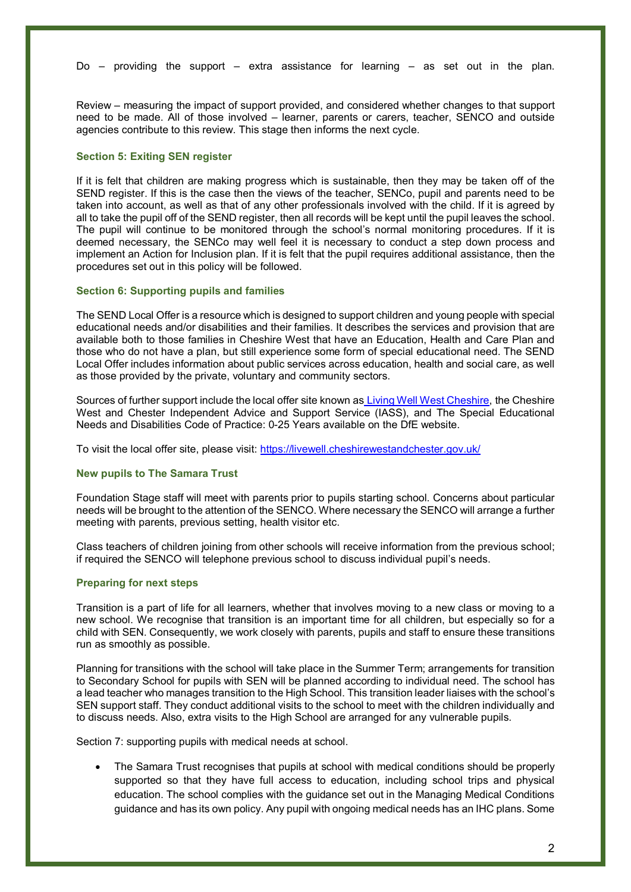Do – providing the support – extra assistance for learning – as set out in the plan.

Review – measuring the impact of support provided, and considered whether changes to that support need to be made. All of those involved – learner, parents or carers, teacher, SENCO and outside agencies contribute to this review. This stage then informs the next cycle.

### Section 5: Exiting SEN register

If it is felt that children are making progress which is sustainable, then they may be taken off of the SEND register. If this is the case then the views of the teacher, SENCo, pupil and parents need to be taken into account, as well as that of any other professionals involved with the child. If it is agreed by all to take the pupil off of the SEND register, then all records will be kept until the pupil leaves the school. The pupil will continue to be monitored through the school's normal monitoring procedures. If it is deemed necessary, the SENCo may well feel it is necessary to conduct a step down process and implement an Action for Inclusion plan. If it is felt that the pupil requires additional assistance, then the procedures set out in this policy will be followed.

### Section 6: Supporting pupils and families

The SEND Local Offer is a resource which is designed to support children and young people with special educational needs and/or disabilities and their families. It describes the services and provision that are available both to those families in Cheshire West that have an Education, Health and Care Plan and those who do not have a plan, but still experience some form of special educational need. The SEND Local Offer includes information about public services across education, health and social care, as well as those provided by the private, voluntary and community sectors.

Sources of further support include the local offer site known as Living Well West Cheshire, the Cheshire West and Chester Independent Advice and Support Service (IASS), and The Special Educational Needs and Disabilities Code of Practice: 0-25 Years available on the DfE website.

To visit the local offer site, please visit: https://livewell.cheshirewestandchester.gov.uk/

### New pupils to The Samara Trust

Foundation Stage staff will meet with parents prior to pupils starting school. Concerns about particular needs will be brought to the attention of the SENCO. Where necessary the SENCO will arrange a further meeting with parents, previous setting, health visitor etc.

Class teachers of children joining from other schools will receive information from the previous school; if required the SENCO will telephone previous school to discuss individual pupil's needs.

### Preparing for next steps

Transition is a part of life for all learners, whether that involves moving to a new class or moving to a new school. We recognise that transition is an important time for all children, but especially so for a child with SEN. Consequently, we work closely with parents, pupils and staff to ensure these transitions run as smoothly as possible.

Planning for transitions with the school will take place in the Summer Term; arrangements for transition to Secondary School for pupils with SEN will be planned according to individual need. The school has a lead teacher who manages transition to the High School. This transition leader liaises with the school's SEN support staff. They conduct additional visits to the school to meet with the children individually and to discuss needs. Also, extra visits to the High School are arranged for any vulnerable pupils.

Section 7: supporting pupils with medical needs at school.

- The Samara Trust recognises that pupils at school with medical conditions should be properly supported so that they have full access to education, including school trips and physical education. The school complies with the guidance set out in the Managing Medical Conditions guidance and has its own policy. Any pupil with ongoing medical needs has an IHC plans. Some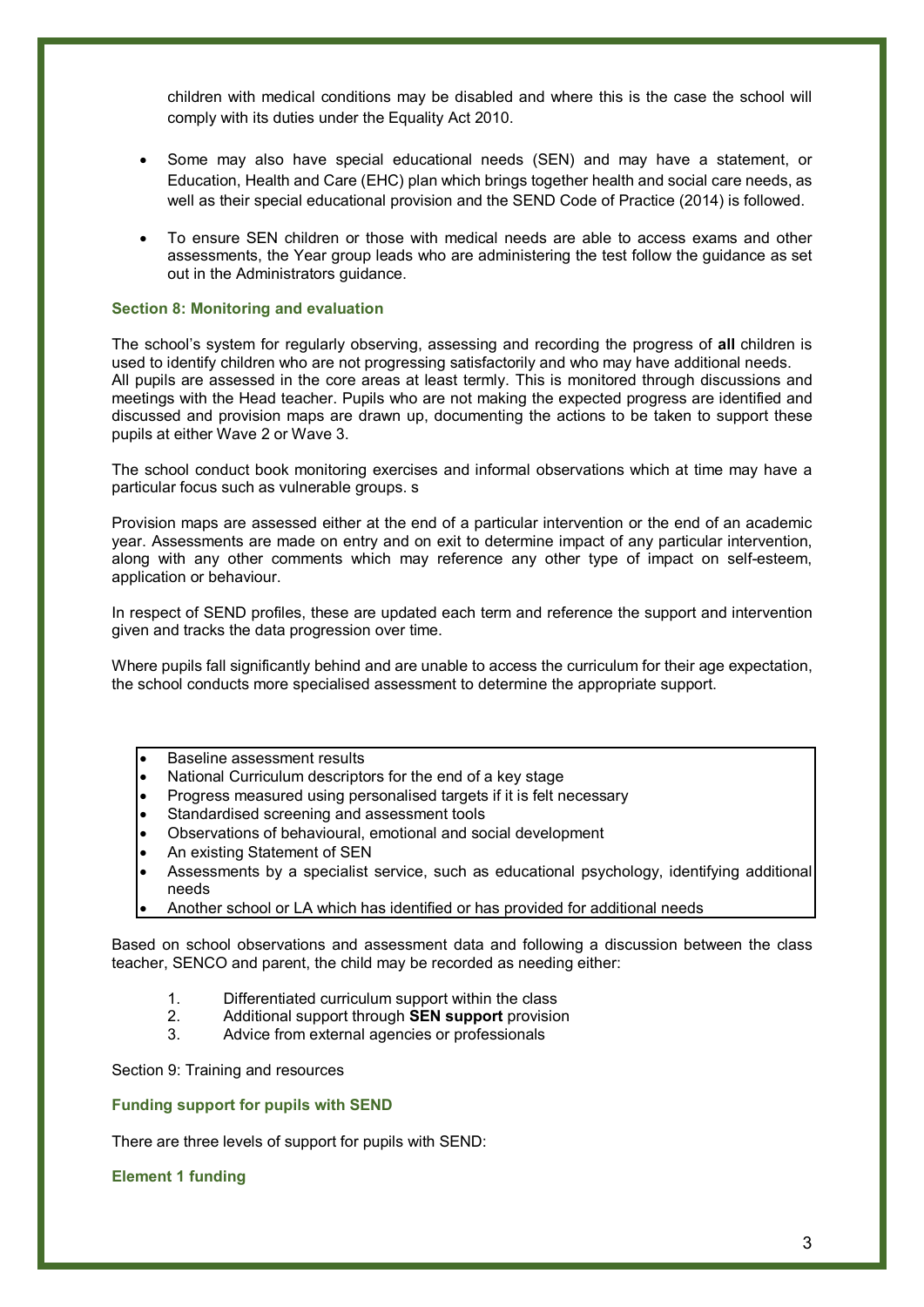children with medical conditions may be disabled and where this is the case the school will comply with its duties under the Equality Act 2010.

- Some may also have special educational needs (SEN) and may have a statement, or Education, Health and Care (EHC) plan which brings together health and social care needs, as well as their special educational provision and the SEND Code of Practice (2014) is followed.
- To ensure SEN children or those with medical needs are able to access exams and other assessments, the Year group leads who are administering the test follow the guidance as set out in the Administrators guidance.

### Section 8: Monitoring and evaluation

The school's system for regularly observing, assessing and recording the progress of **all** children is used to identify children who are not progressing satisfactorily and who may have additional needs. All pupils are assessed in the core areas at least termly. This is monitored through discussions and meetings with the Head teacher. Pupils who are not making the expected progress are identified and discussed and provision maps are drawn up, documenting the actions to be taken to support these pupils at either Wave 2 or Wave 3.

The school conduct book monitoring exercises and informal observations which at time may have a particular focus such as vulnerable groups. s

Provision maps are assessed either at the end of a particular intervention or the end of an academic year. Assessments are made on entry and on exit to determine impact of any particular intervention, along with any other comments which may reference any other type of impact on self-esteem, application or behaviour.

In respect of SEND profiles, these are updated each term and reference the support and intervention given and tracks the data progression over time.

Where pupils fall significantly behind and are unable to access the curriculum for their age expectation, the school conducts more specialised assessment to determine the appropriate support.

- Baseline assessment results
- National Curriculum descriptors for the end of a key stage
- Progress measured using personalised targets if it is felt necessary
- Standardised screening and assessment tools
- Observations of behavioural, emotional and social development
- An existing Statement of SEN
- Assessments by a specialist service, such as educational psychology, identifying additional needs
- Another school or LA which has identified or has provided for additional needs

Based on school observations and assessment data and following a discussion between the class teacher, SENCO and parent, the child may be recorded as needing either:

1. Differentiated curriculum support within the class
2. Additional support through **SEN support** provision
3. Advice from external agencies or professionals

Section 9: Training and resources

### Funding support for pupils with SEND

There are three levels of support for pupils with SEND:

### Element 1 funding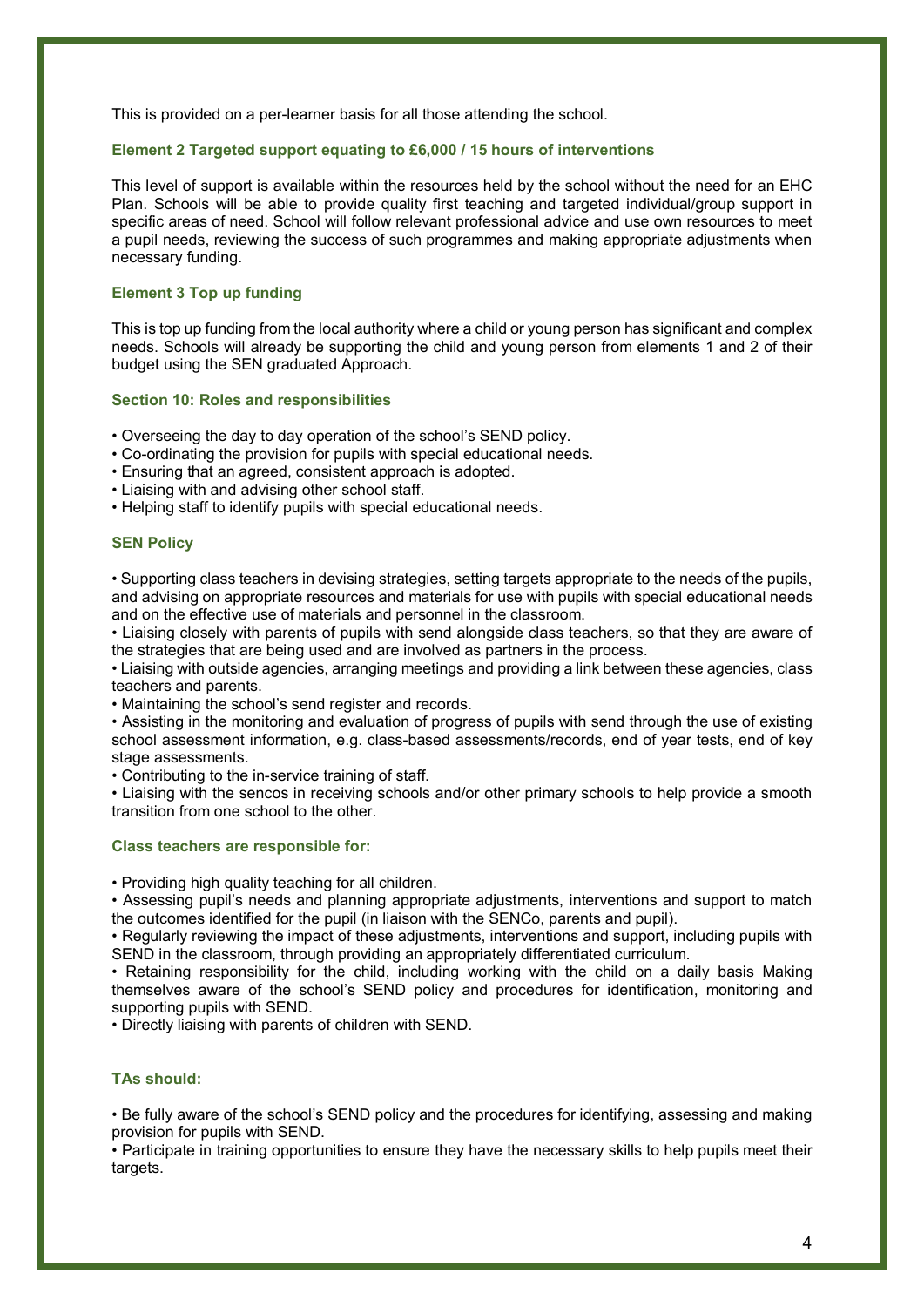This is provided on a per-learner basis for all those attending the school.

### Element 2 Targeted support equating to £6,000 / 15 hours of interventions

This level of support is available within the resources held by the school without the need for an EHC Plan. Schools will be able to provide quality first teaching and targeted individual/group support in specific areas of need. School will follow relevant professional advice and use own resources to meet a pupil needs, reviewing the success of such programmes and making appropriate adjustments when necessary funding.

### Element 3 Top up funding

This is top up funding from the local authority where a child or young person has significant and complex needs. Schools will already be supporting the child and young person from elements 1 and 2 of their budget using the SEN graduated Approach.

### Section 10: Roles and responsibilities

- Overseeing the day to day operation of the school's SEND policy.
- Co-ordinating the provision for pupils with special educational needs.
- Ensuring that an agreed, consistent approach is adopted.
- Liaising with and advising other school staff.
- Helping staff to identify pupils with special educational needs.

### SEN Policy

- Supporting class teachers in devising strategies, setting targets appropriate to the needs of the pupils, and advising on appropriate resources and materials for use with pupils with special educational needs and on the effective use of materials and personnel in the classroom.
- Liaising closely with parents of pupils with send alongside class teachers, so that they are aware of the strategies that are being used and are involved as partners in the process.
- Liaising with outside agencies, arranging meetings and providing a link between these agencies, class teachers and parents.
- Maintaining the school's send register and records.
- Assisting in the monitoring and evaluation of progress of pupils with send through the use of existing school assessment information, e.g. class-based assessments/records, end of year tests, end of key stage assessments.
- Contributing to the in-service training of staff.
- Liaising with the sencos in receiving schools and/or other primary schools to help provide a smooth transition from one school to the other.

### Class teachers are responsible for:

- Providing high quality teaching for all children.
- Assessing pupil's needs and planning appropriate adjustments, interventions and support to match the outcomes identified for the pupil (in liaison with the SENCo, parents and pupil).
- Regularly reviewing the impact of these adjustments, interventions and support, including pupils with SEND in the classroom, through providing an appropriately differentiated curriculum.
- Retaining responsibility for the child, including working with the child on a daily basis Making themselves aware of the school's SEND policy and procedures for identification, monitoring and supporting pupils with SEND.
- Directly liaising with parents of children with SEND.

### TAs should:

- Be fully aware of the school's SEND policy and the procedures for identifying, assessing and making provision for pupils with SEND.
- Participate in training opportunities to ensure they have the necessary skills to help pupils meet their targets.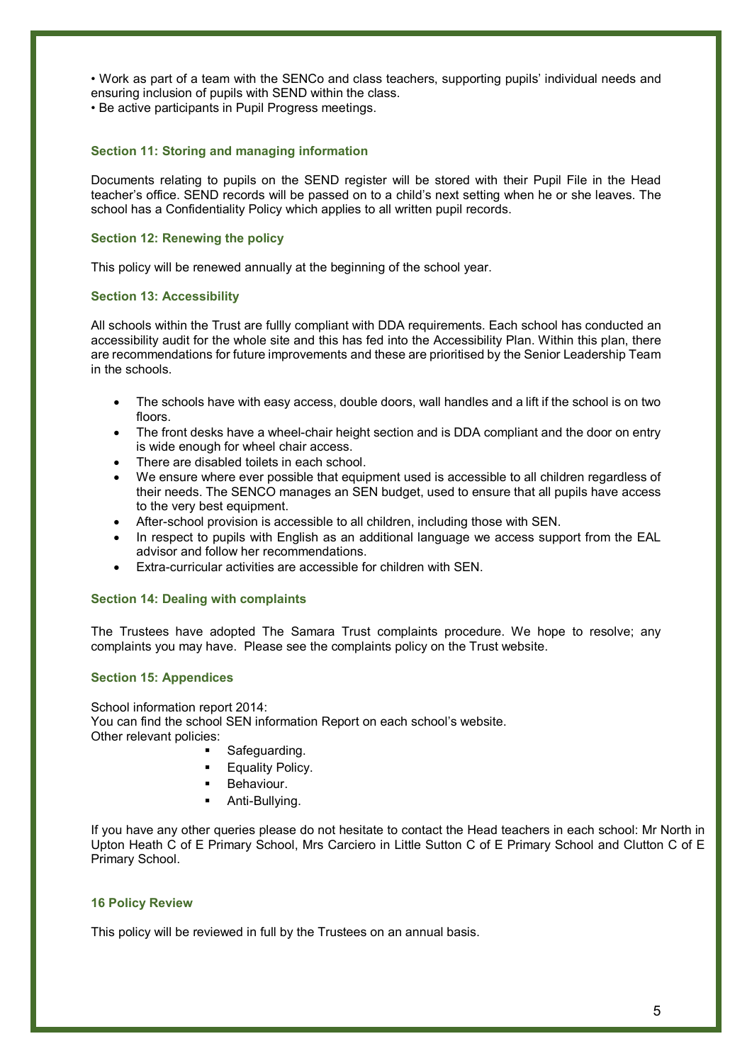• Work as part of a team with the SENCo and class teachers, supporting pupils' individual needs and ensuring inclusion of pupils with SEND within the class.
• Be active participants in Pupil Progress meetings.

### Section 11: Storing and managing information

Documents relating to pupils on the SEND register will be stored with their Pupil File in the Head teacher's office. SEND records will be passed on to a child's next setting when he or she leaves. The school has a Confidentiality Policy which applies to all written pupil records.

### Section 12: Renewing the policy

This policy will be renewed annually at the beginning of the school year.

### Section 13: Accessibility

All schools within the Trust are fullly compliant with DDA requirements. Each school has conducted an accessibility audit for the whole site and this has fed into the Accessibility Plan. Within this plan, there are recommendations for future improvements and these are prioritised by the Senior Leadership Team in the schools.

- The schools have with easy access, double doors, wall handles and a lift if the school is on two floors.
- The front desks have a wheel-chair height section and is DDA compliant and the door on entry is wide enough for wheel chair access.
- There are disabled toilets in each school.
- We ensure where ever possible that equipment used is accessible to all children regardless of their needs. The SENCO manages an SEN budget, used to ensure that all pupils have access to the very best equipment.
- After-school provision is accessible to all children, including those with SEN.
- In respect to pupils with English as an additional language we access support from the EAL advisor and follow her recommendations.
- Extra-curricular activities are accessible for children with SEN.

### Section 14: Dealing with complaints

The Trustees have adopted The Samara Trust complaints procedure. We hope to resolve; any complaints you may have. Please see the complaints policy on the Trust website.

### Section 15: Appendices

School information report 2014:
You can find the school SEN information Report on each school's website.
Other relevant policies:

- Safeguarding.
- Equality Policy.
- Behaviour.
- Anti-Bullying.

If you have any other queries please do not hesitate to contact the Head teachers in each school: Mr North in Upton Heath C of E Primary School, Mrs Carciero in Little Sutton C of E Primary School and Clutton C of E Primary School.

### 16 Policy Review

This policy will be reviewed in full by the Trustees on an annual basis.